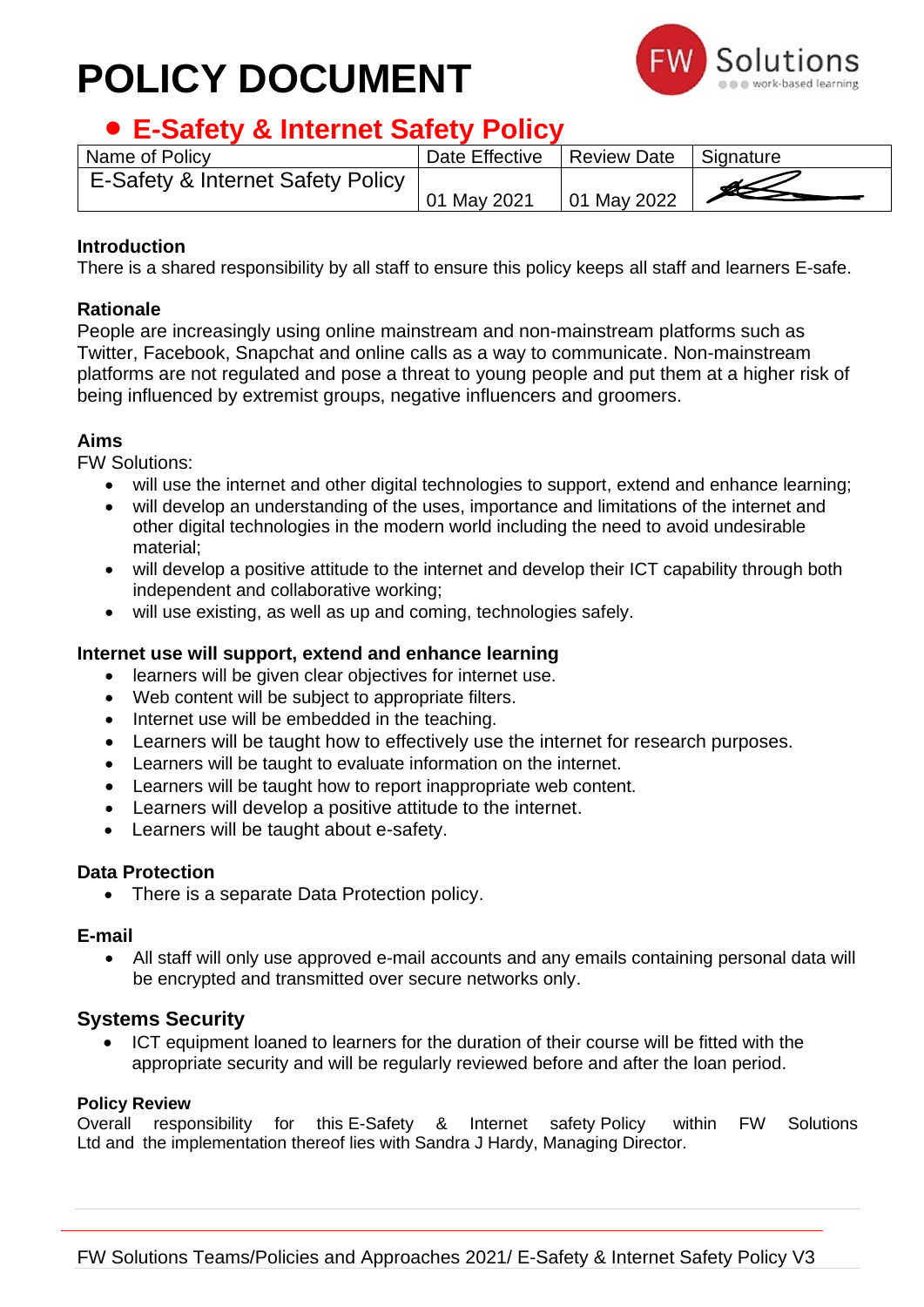# POLICY DOCUMENT

## E-Safety & Internet Safety Policy

| Name of Policy | Date Effective | Review Date | Signature |
|---|---|---|---|
| E-Safety & Internet Safety Policy | 01 May 2021 | 01 May 2022 | |

**Introduction**
There is a shared responsibility by all staff to ensure this policy keeps all staff and learners E-safe.

**Rationale**
People are increasingly using online mainstream and non-mainstream platforms such as Twitter, Facebook, Snapchat and online calls as a way to communicate. Non-mainstream platforms are not regulated and pose a threat to young people and put them at a higher risk of being influenced by extremist groups, negative influencers and groomers.

**Aims**
FW Solutions:

- will use the internet and other digital technologies to support, extend and enhance learning;
- will develop an understanding of the uses, importance and limitations of the internet and other digital technologies in the modern world including the need to avoid undesirable material;
- will develop a positive attitude to the internet and develop their ICT capability through both independent and collaborative working;
- will use existing, as well as up and coming, technologies safely.

**Internet use will support, extend and enhance learning**

- learners will be given clear objectives for internet use.
- Web content will be subject to appropriate filters.
- Internet use will be embedded in the teaching.
- Learners will be taught how to effectively use the internet for research purposes.
- Learners will be taught to evaluate information on the internet.
- Learners will be taught how to report inappropriate web content.
- Learners will develop a positive attitude to the internet.
- Learners will be taught about e-safety.

**Data Protection**

- There is a separate Data Protection policy.

**E-mail**

- All staff will only use approved e-mail accounts and any emails containing personal data will be encrypted and transmitted over secure networks only.

**Systems Security**

- ICT equipment loaned to learners for the duration of their course will be fitted with the appropriate security and will be regularly reviewed before and after the loan period.

**Policy Review**
Overall responsibility for this E-Safety & Internet safety Policy within FW Solutions Ltd and the implementation thereof lies with Sandra J Hardy, Managing Director.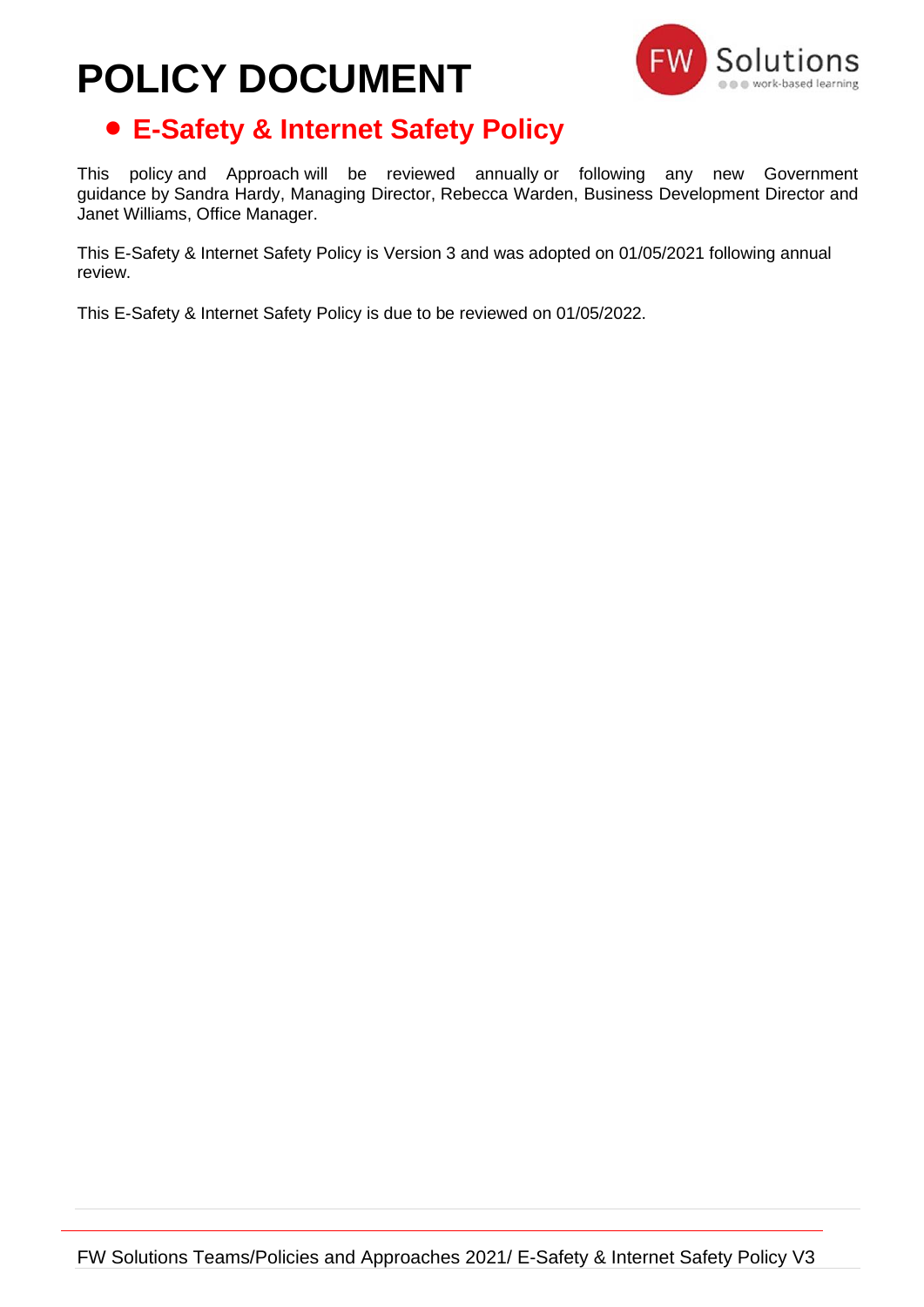# POLICY DOCUMENT

## E-Safety & Internet Safety Policy

This policy and Approach will be reviewed annually or following any new Government guidance by Sandra Hardy, Managing Director, Rebecca Warden, Business Development Director and Janet Williams, Office Manager.

This E-Safety & Internet Safety Policy is Version 3 and was adopted on 01/05/2021 following annual review.

This E-Safety & Internet Safety Policy is due to be reviewed on 01/05/2022.